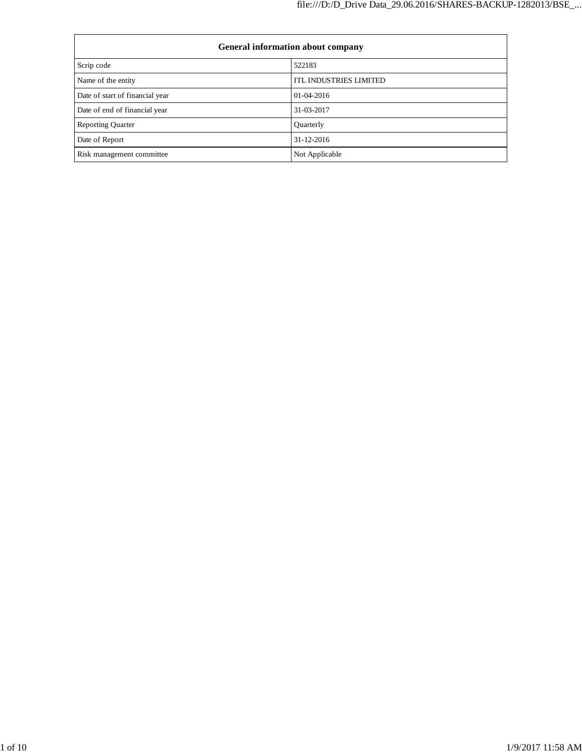| General information about company | |
|---|---|
| Scrip code | 522183 |
| Name of the entity | ITL INDUSTRIES LIMITED |
| Date of start of financial year | 01-04-2016 |
| Date of end of financial year | 31-03-2017 |
| Reporting Quarter | Quarterly |
| Date of Report | 31-12-2016 |
| Risk management committee | Not Applicable |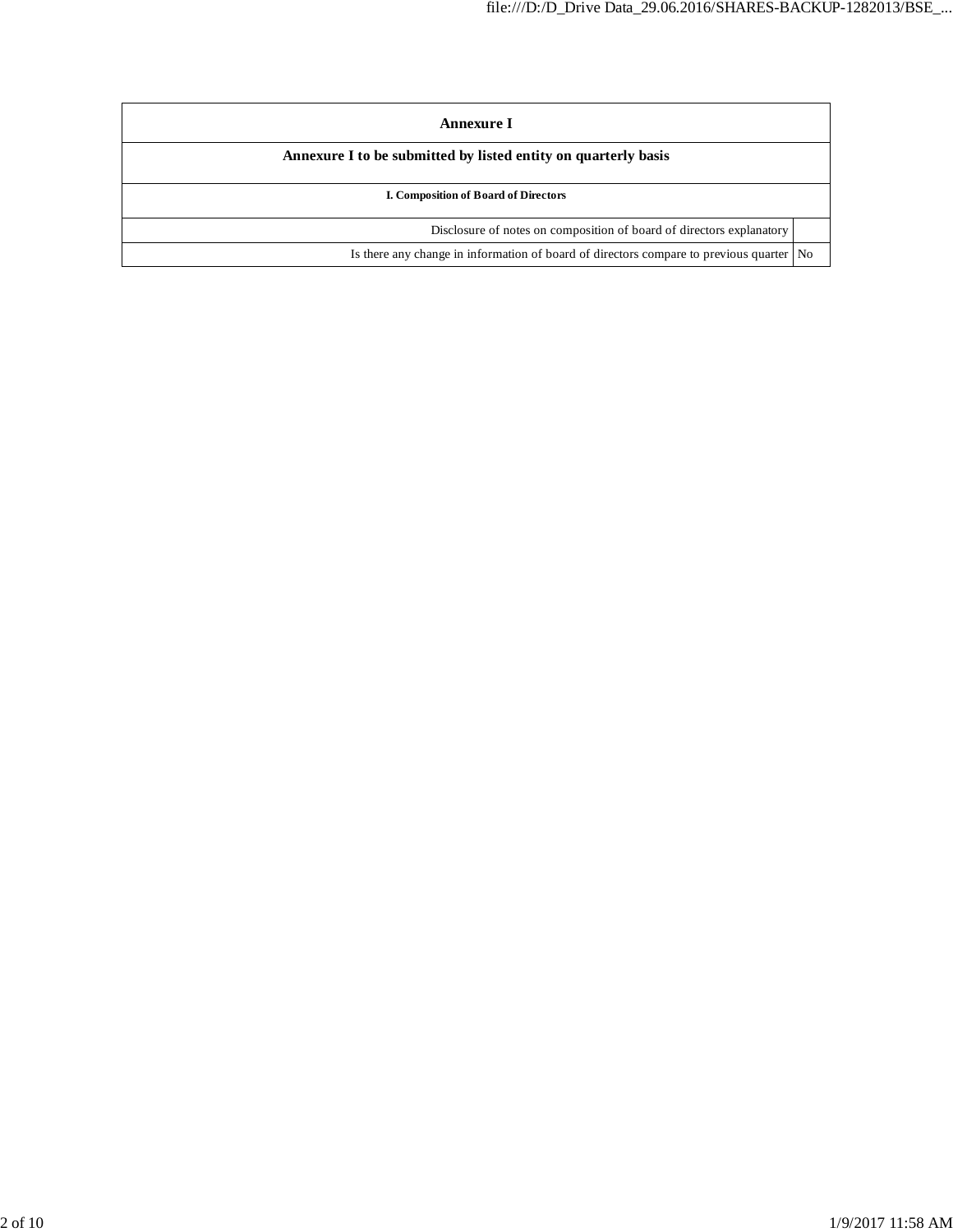| Annexure I | |
|---|---|
| **Annexure I to be submitted by listed entity on quarterly basis** | |
| **I. Composition of Board of Directors** | |
| Disclosure of notes on composition of board of directors explanatory | |
| Is there any change in information of board of directors compare to previous quarter | No |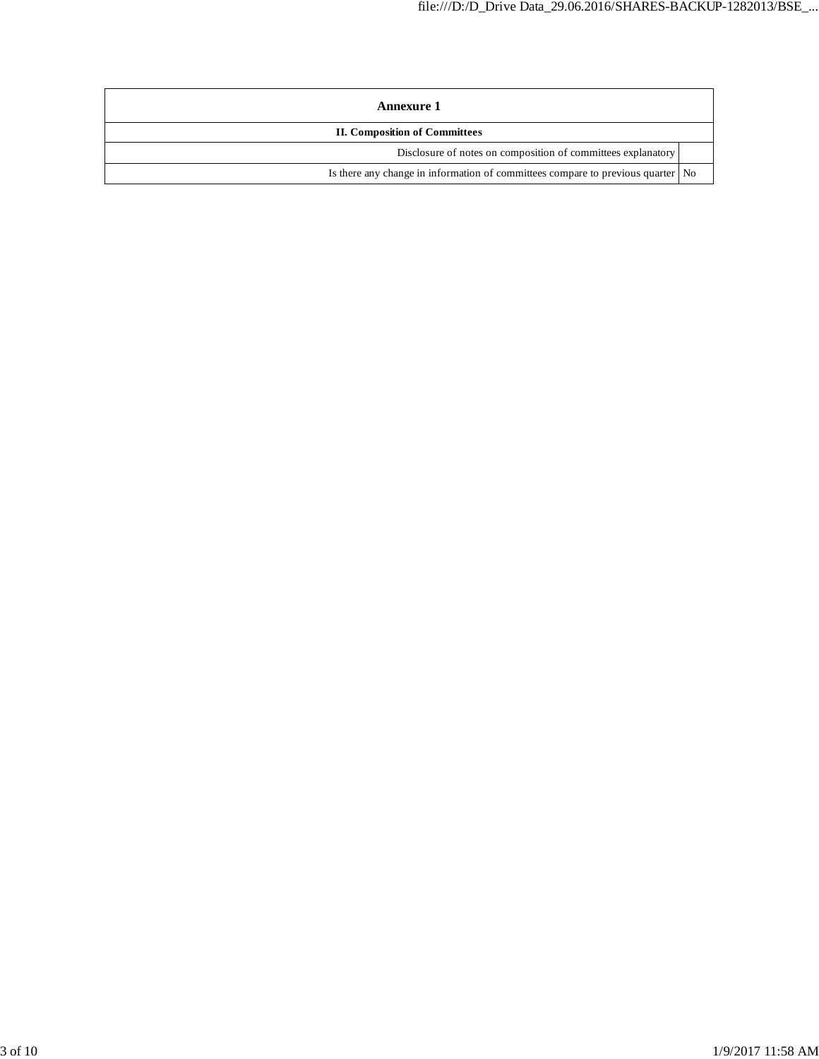| Annexure 1 | |
|---|---|
| **II. Composition of Committees** | |
| Disclosure of notes on composition of committees explanatory | |
| Is there any change in information of committees compare to previous quarter | No |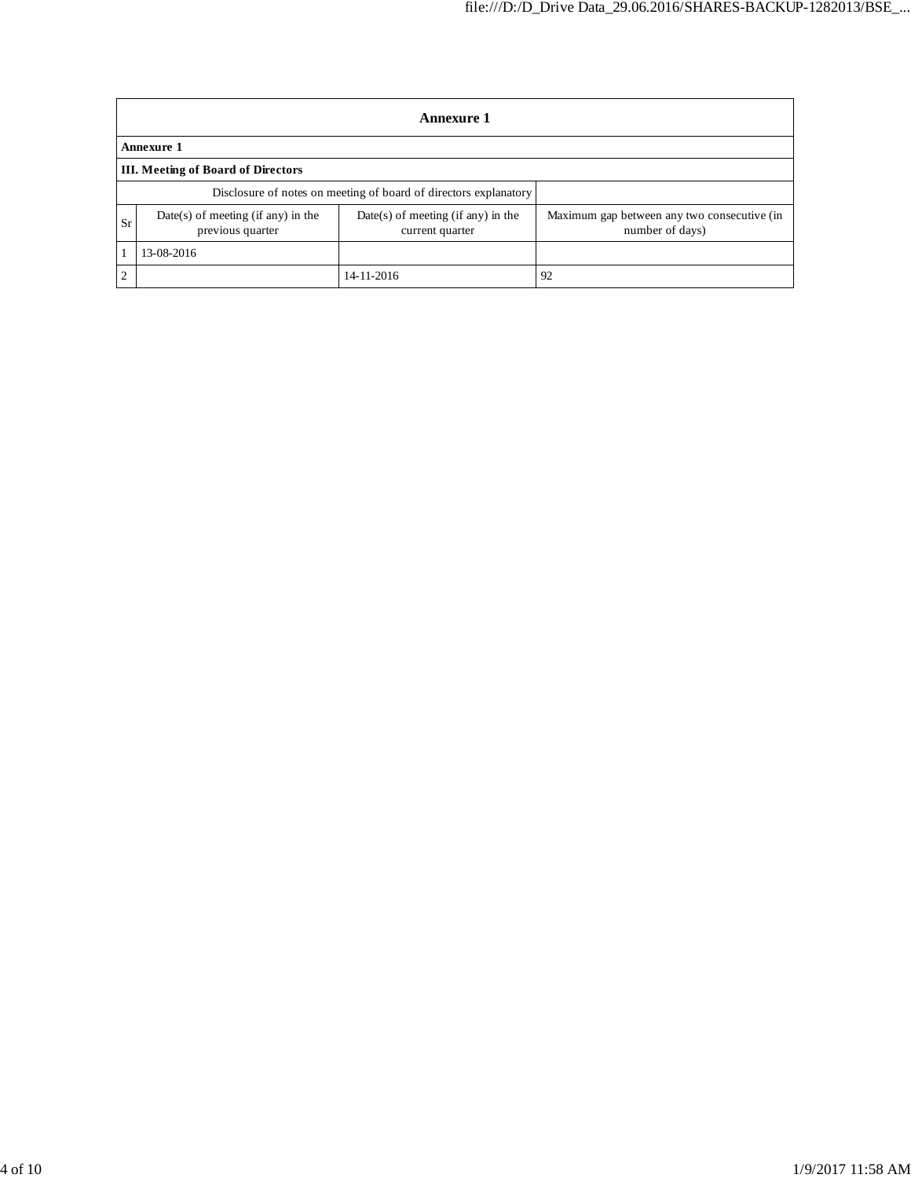| Annexure 1 | | | |
|---|---|---|---|
| **Annexure 1** | | | |
| **III. Meeting of Board of Directors** | | | |
| Disclosure of notes on meeting of board of directors explanatory | | | |
| Sr | Date(s) of meeting (if any) in the previous quarter | Date(s) of meeting (if any) in the current quarter | Maximum gap between any two consecutive (in number of days) |
| 1 | 13-08-2016 | | |
| 2 | | 14-11-2016 | 92 |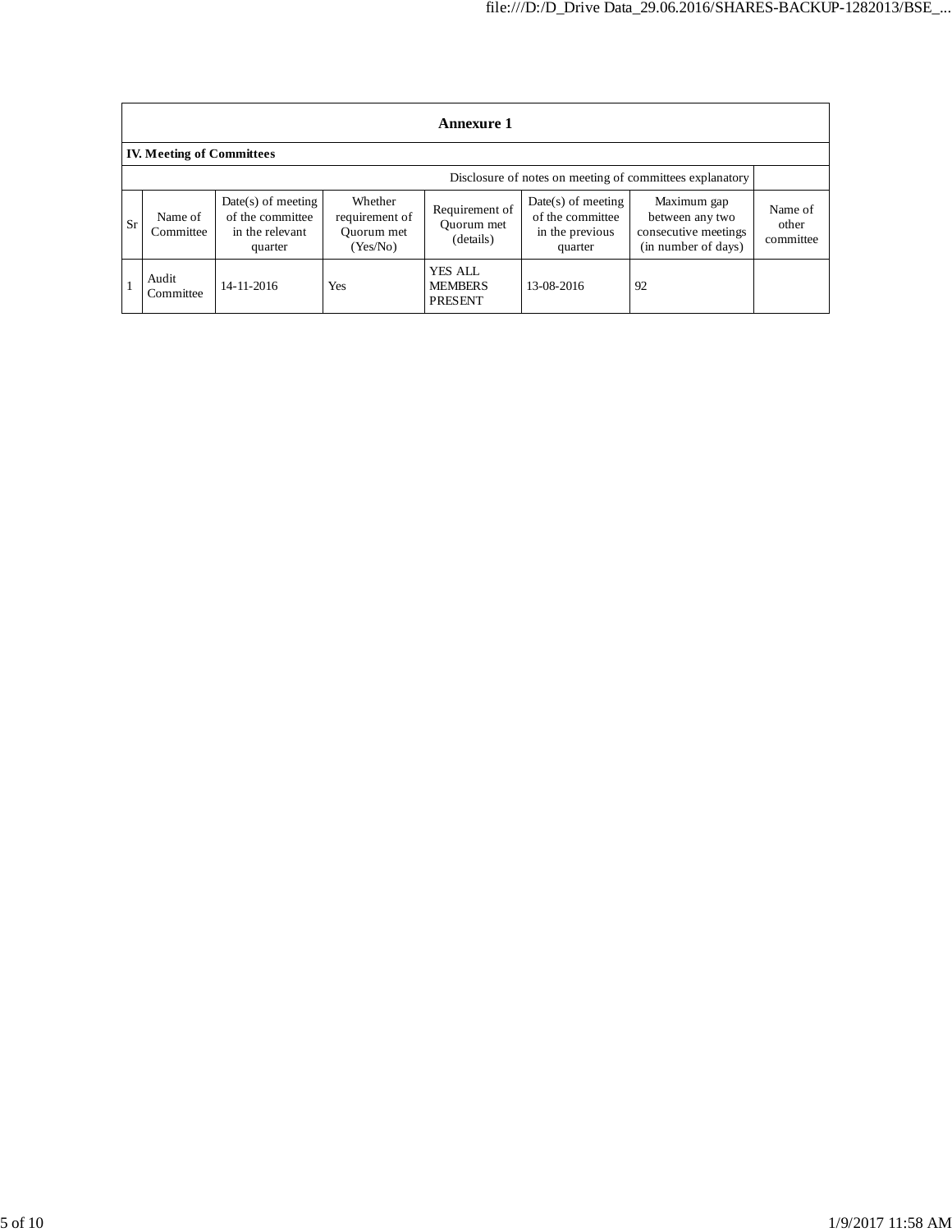| Annexure 1 | | | | | | | |
|---|---|---|---|---|---|---|---|
| **IV. Meeting of Committees** | | | | | | | |
| Disclosure of notes on meeting of committees explanatory | | | | | | | |
| Sr | Name of Committee | Date(s) of meeting of the committee in the relevant quarter | Whether requirement of Quorum met (Yes/No) | Requirement of Quorum met (details) | Date(s) of meeting of the committee in the previous quarter | Maximum gap between any two consecutive meetings (in number of days) | Name of other committee |
| 1 | Audit Committee | 14-11-2016 | Yes | YES ALL MEMBERS PRESENT | 13-08-2016 | 92 | |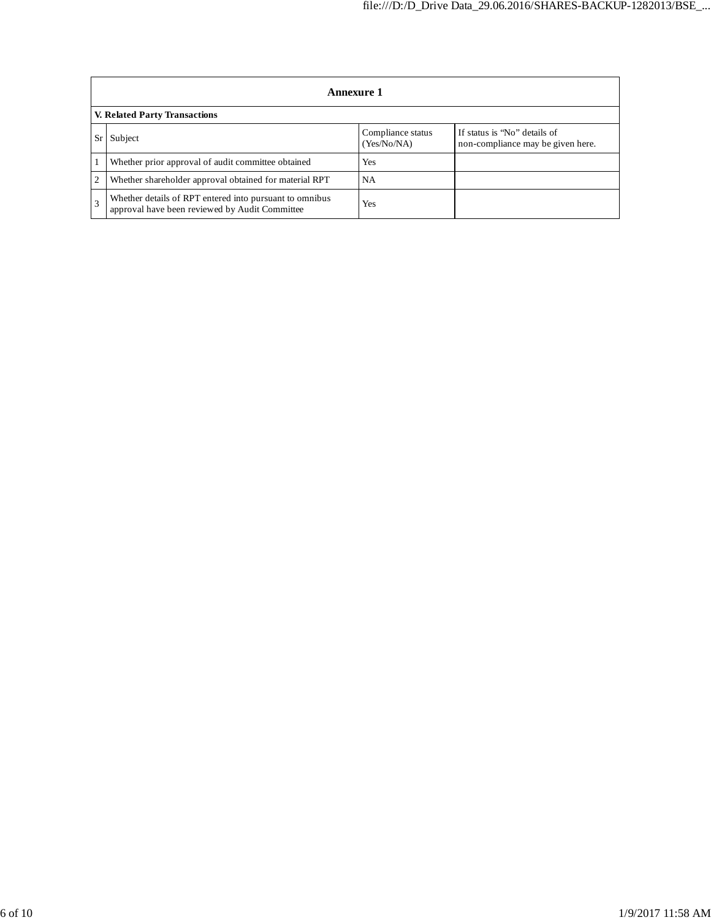## Annexure 1

**V. Related Party Transactions**

| Sr | Subject | Compliance status (Yes/No/NA) | If status is "No" details of non-compliance may be given here. |
|---|---|---|---|
| 1 | Whether prior approval of audit committee obtained | Yes | |
| 2 | Whether shareholder approval obtained for material RPT | NA | |
| 3 | Whether details of RPT entered into pursuant to omnibus approval have been reviewed by Audit Committee | Yes | |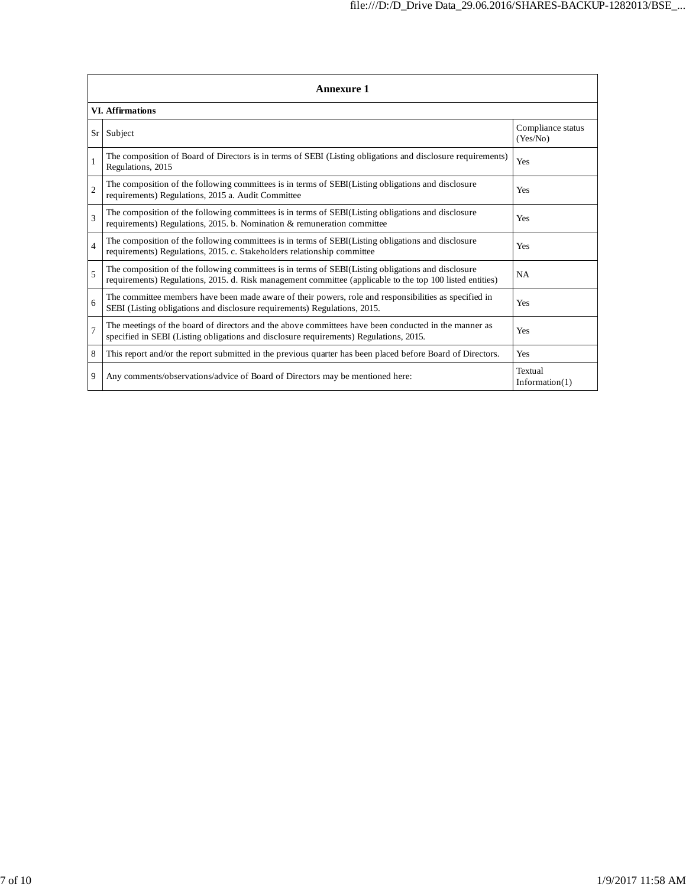| Annexure 1 | | |
|---|---|---|
| **VI. Affirmations** | | |
| Sr | Subject | Compliance status (Yes/No) |
| 1 | The composition of Board of Directors is in terms of SEBI (Listing obligations and disclosure requirements) Regulations, 2015 | Yes |
| 2 | The composition of the following committees is in terms of SEBI(Listing obligations and disclosure requirements) Regulations, 2015 a. Audit Committee | Yes |
| 3 | The composition of the following committees is in terms of SEBI(Listing obligations and disclosure requirements) Regulations, 2015. b. Nomination & remuneration committee | Yes |
| 4 | The composition of the following committees is in terms of SEBI(Listing obligations and disclosure requirements) Regulations, 2015. c. Stakeholders relationship committee | Yes |
| 5 | The composition of the following committees is in terms of SEBI(Listing obligations and disclosure requirements) Regulations, 2015. d. Risk management committee (applicable to the top 100 listed entities) | NA |
| 6 | The committee members have been made aware of their powers, role and responsibilities as specified in SEBI (Listing obligations and disclosure requirements) Regulations, 2015. | Yes |
| 7 | The meetings of the board of directors and the above committees have been conducted in the manner as specified in SEBI (Listing obligations and disclosure requirements) Regulations, 2015. | Yes |
| 8 | This report and/or the report submitted in the previous quarter has been placed before Board of Directors. | Yes |
| 9 | Any comments/observations/advice of Board of Directors may be mentioned here: | Textual Information(1) |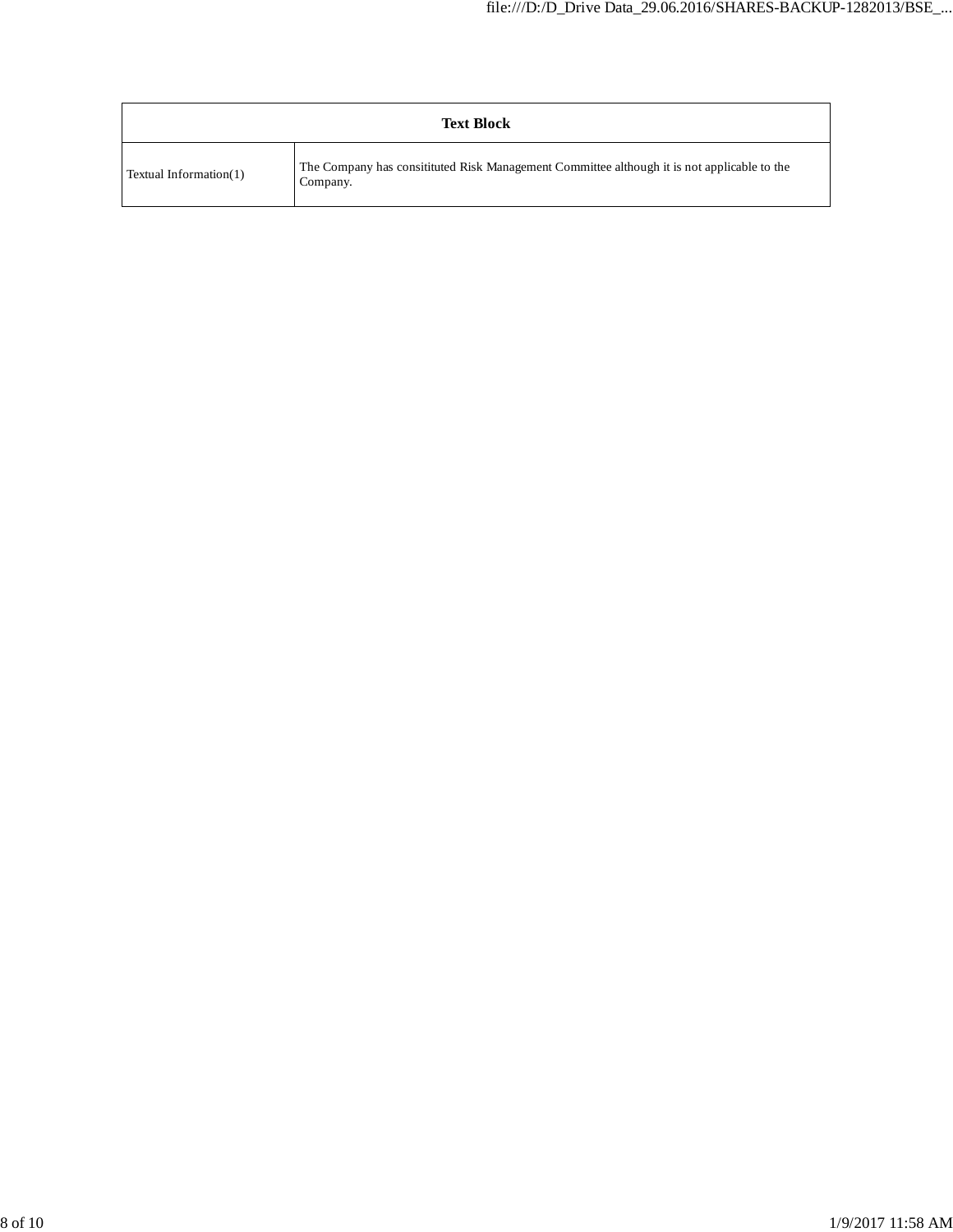| Text Block | |
|---|---|
| Textual Information(1) | The Company has consitituted Risk Management Committee although it is not applicable to the Company. |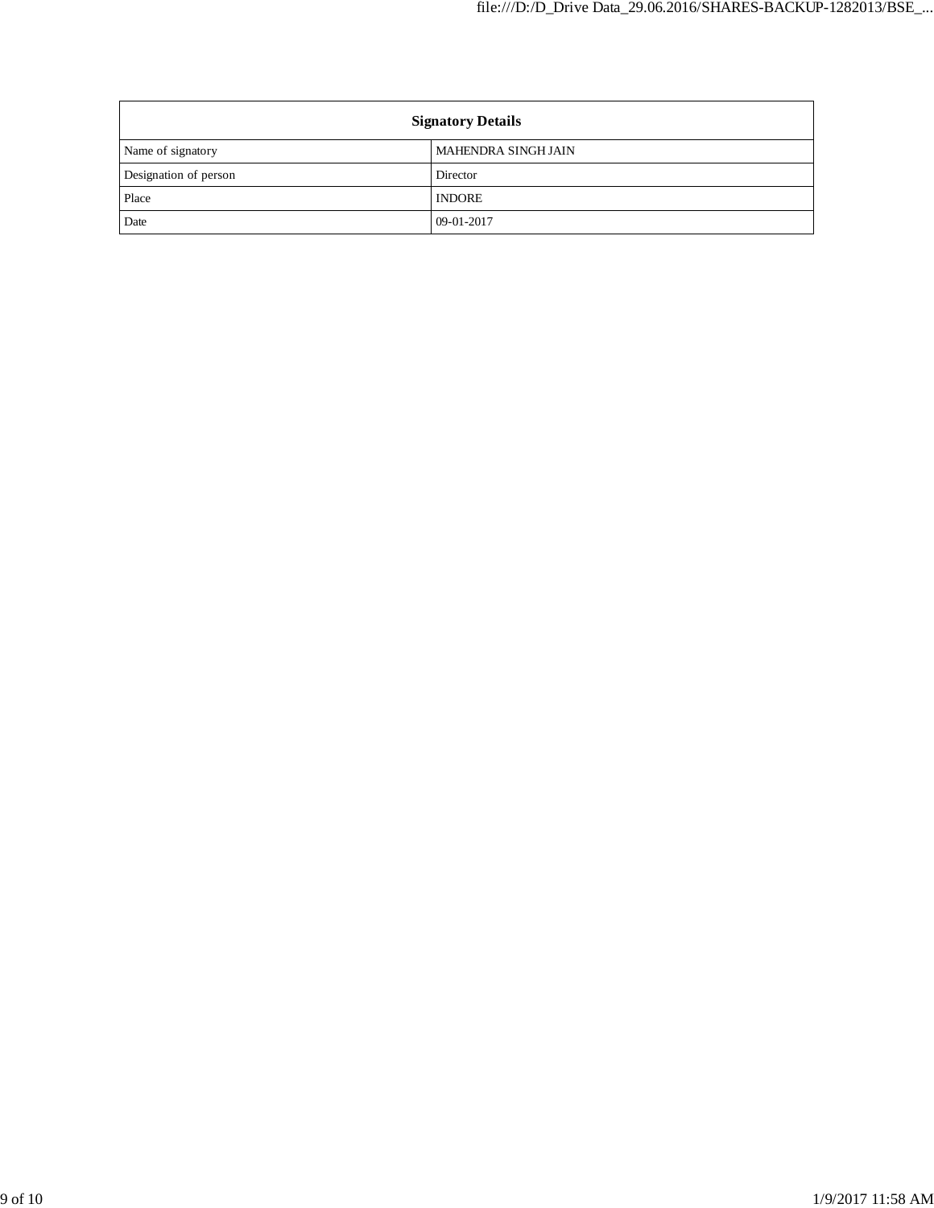| Signatory Details | |
|---|---|
| Name of signatory | MAHENDRA SINGH JAIN |
| Designation of person | Director |
| Place | INDORE |
| Date | 09-01-2017 |